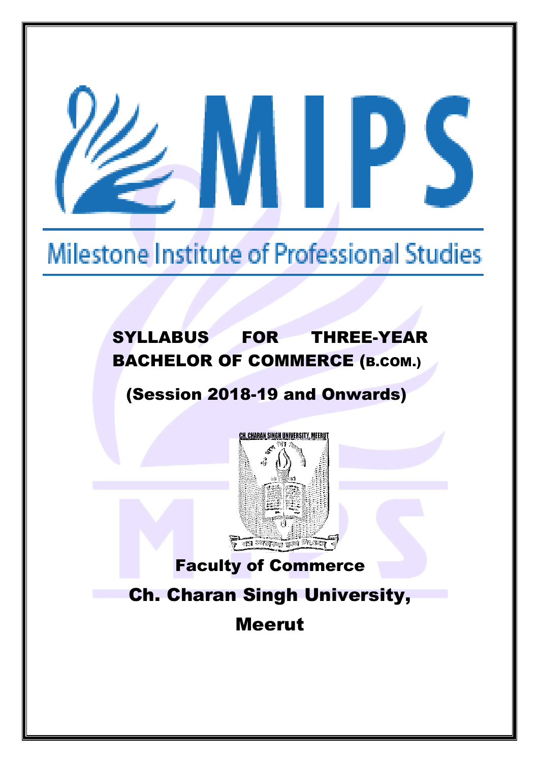# MIPS

## Milestone Institute of Professional Studies

# SYLLABUS FOR THREE-YEAR BACHELOR OF COMMERCE (B.COM.)

## (Session 2018-19 and Onwards)

CH. CHARAN SINGH UNIVERSITY, MEERUT

**Faculty of Commerce**

**Ch. Charan Singh University, Meerut**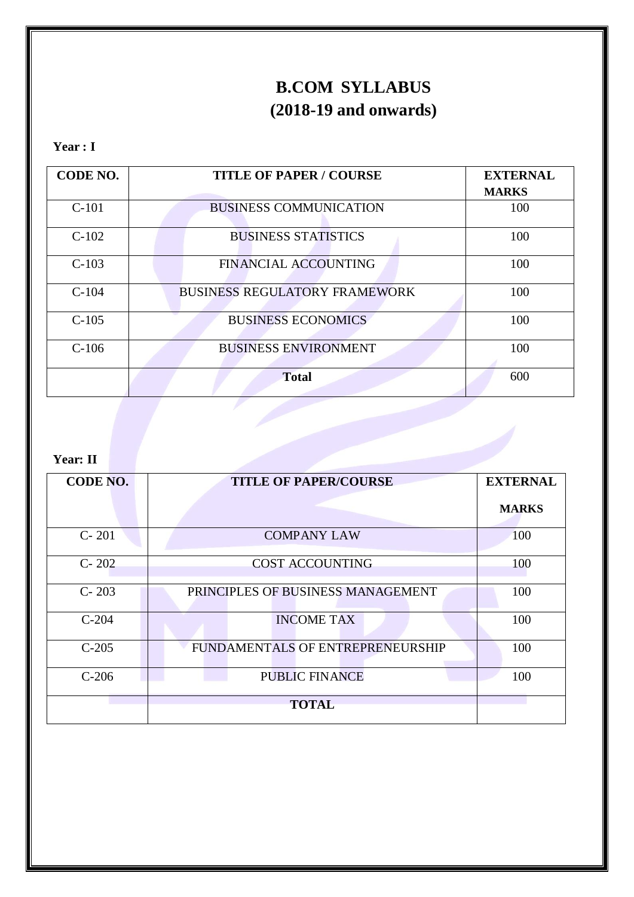# B.COM SYLLABUS
# (2018-19 and onwards)

**Year : I**

| CODE NO. | TITLE OF PAPER / COURSE | EXTERNAL MARKS |
|---|---|---|
| C-101 | BUSINESS COMMUNICATION | 100 |
| C-102 | BUSINESS STATISTICS | 100 |
| C-103 | FINANCIAL ACCOUNTING | 100 |
| C-104 | BUSINESS REGULATORY FRAMEWORK | 100 |
| C-105 | BUSINESS ECONOMICS | 100 |
| C-106 | BUSINESS ENVIRONMENT | 100 |
| | **Total** | 600 |

**Year: II**

| CODE NO. | TITLE OF PAPER/COURSE | EXTERNAL MARKS |
|---|---|---|
| C- 201 | COMPANY LAW | 100 |
| C- 202 | COST ACCOUNTING | 100 |
| C- 203 | PRINCIPLES OF BUSINESS MANAGEMENT | 100 |
| C-204 | INCOME TAX | 100 |
| C-205 | FUNDAMENTALS OF ENTREPRENEURSHIP | 100 |
| C-206 | PUBLIC FINANCE | 100 |
| | **TOTAL** | |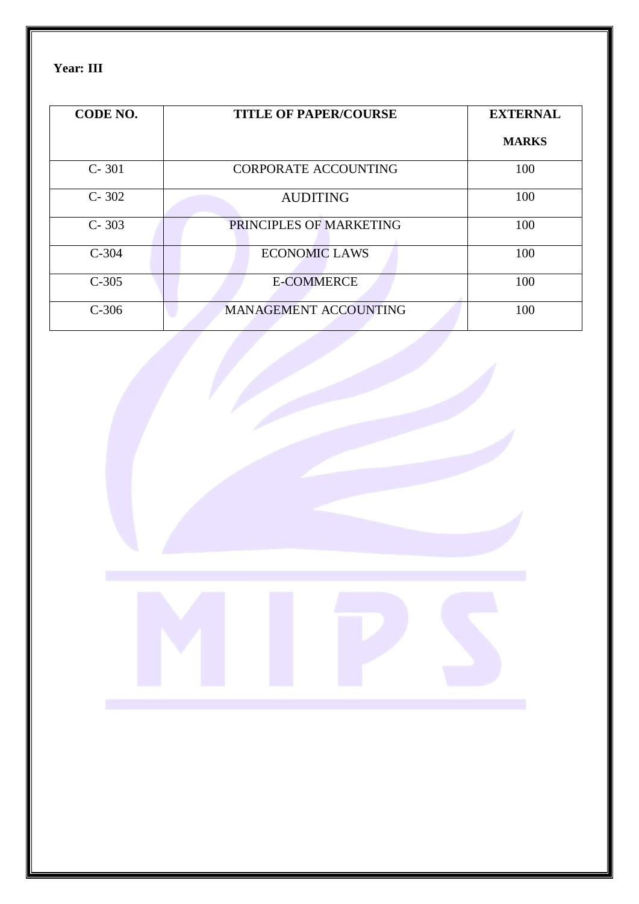**Year: III**

| CODE NO. | TITLE OF PAPER/COURSE | EXTERNAL MARKS |
|---|---|---|
| C- 301 | CORPORATE ACCOUNTING | 100 |
| C- 302 | AUDITING | 100 |
| C- 303 | PRINCIPLES OF MARKETING | 100 |
| C-304 | ECONOMIC LAWS | 100 |
| C-305 | E-COMMERCE | 100 |
| C-306 | MANAGEMENT ACCOUNTING | 100 |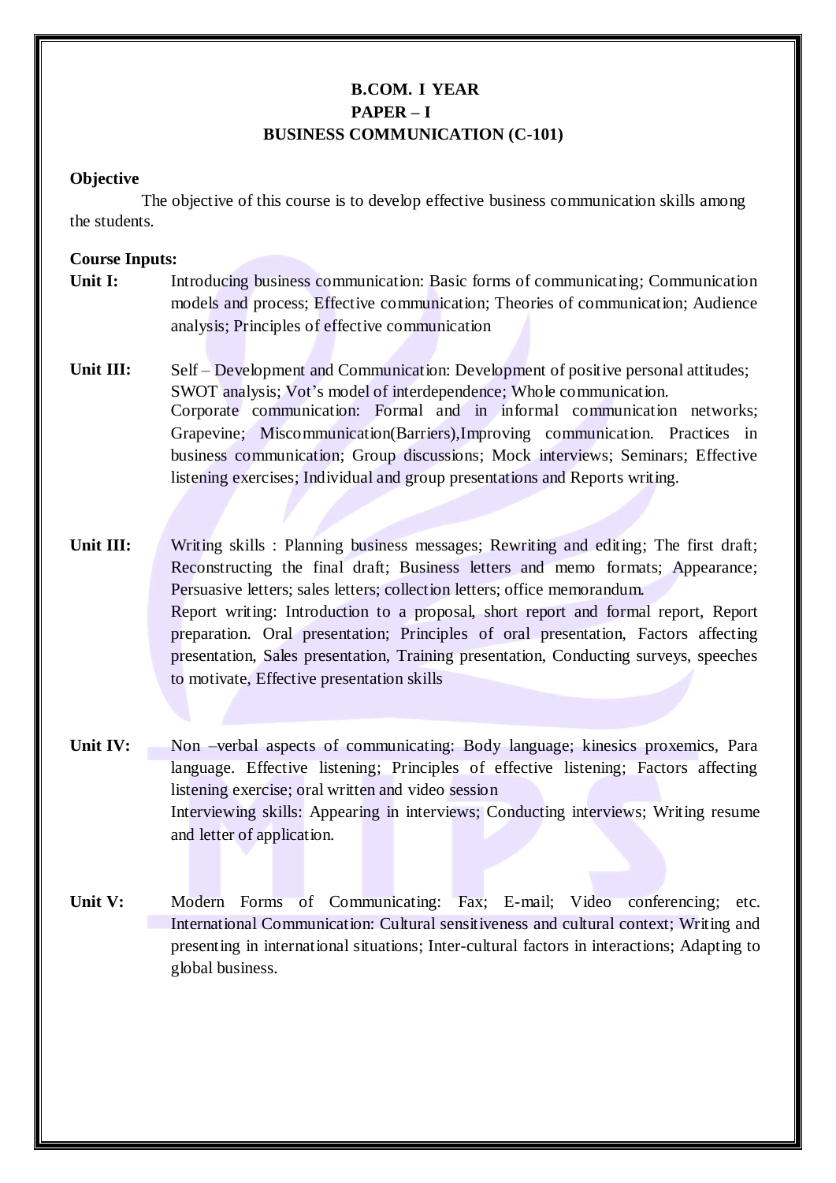# B.COM. I YEAR
## PAPER – I
## BUSINESS COMMUNICATION (C-101)

**Objective**

The objective of this course is to develop effective business communication skills among the students.

**Course Inputs:**

**Unit I:** Introducing business communication: Basic forms of communicating; Communication models and process; Effective communication; Theories of communication; Audience analysis; Principles of effective communication

**Unit III:** Self – Development and Communication: Development of positive personal attitudes; SWOT analysis; Vot's model of interdependence; Whole communication.
Corporate communication: Formal and in informal communication networks; Grapevine; Miscommunication(Barriers),Improving communication. Practices in business communication; Group discussions; Mock interviews; Seminars; Effective listening exercises; Individual and group presentations and Reports writing.

**Unit III:** Writing skills : Planning business messages; Rewriting and editing; The first draft; Reconstructing the final draft; Business letters and memo formats; Appearance; Persuasive letters; sales letters; collection letters; office memorandum.
Report writing: Introduction to a proposal, short report and formal report, Report preparation. Oral presentation; Principles of oral presentation, Factors affecting presentation, Sales presentation, Training presentation, Conducting surveys, speeches to motivate, Effective presentation skills

**Unit IV:** Non –verbal aspects of communicating: Body language; kinesics proxemics, Para language. Effective listening; Principles of effective listening; Factors affecting listening exercise; oral written and video session
Interviewing skills: Appearing in interviews; Conducting interviews; Writing resume and letter of application.

**Unit V:** Modern Forms of Communicating: Fax; E-mail; Video conferencing; etc. International Communication: Cultural sensitiveness and cultural context; Writing and presenting in international situations; Inter-cultural factors in interactions; Adapting to global business.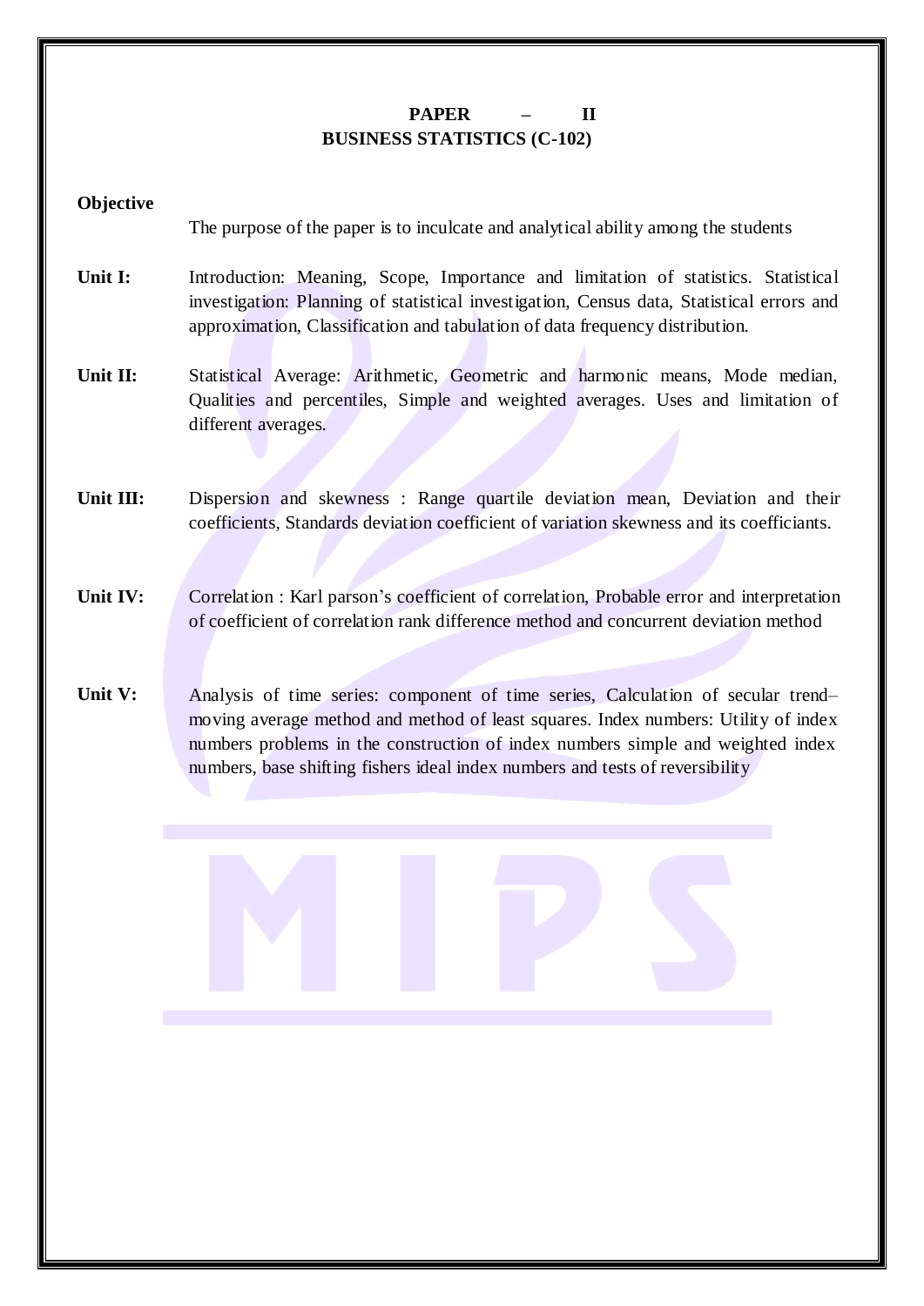# PAPER – II
## BUSINESS STATISTICS (C-102)

**Objective**

The purpose of the paper is to inculcate and analytical ability among the students

**Unit I:** Introduction: Meaning, Scope, Importance and limitation of statistics. Statistical investigation: Planning of statistical investigation, Census data, Statistical errors and approximation, Classification and tabulation of data frequency distribution.

**Unit II:** Statistical Average: Arithmetic, Geometric and harmonic means, Mode median, Qualities and percentiles, Simple and weighted averages. Uses and limitation of different averages.

**Unit III:** Dispersion and skewness : Range quartile deviation mean, Deviation and their coefficients, Standards deviation coefficient of variation skewness and its coefficiants.

**Unit IV:** Correlation : Karl parson's coefficient of correlation, Probable error and interpretation of coefficient of correlation rank difference method and concurrent deviation method

**Unit V:** Analysis of time series: component of time series, Calculation of secular trend– moving average method and method of least squares. Index numbers: Utility of index numbers problems in the construction of index numbers simple and weighted index numbers, base shifting fishers ideal index numbers and tests of reversibility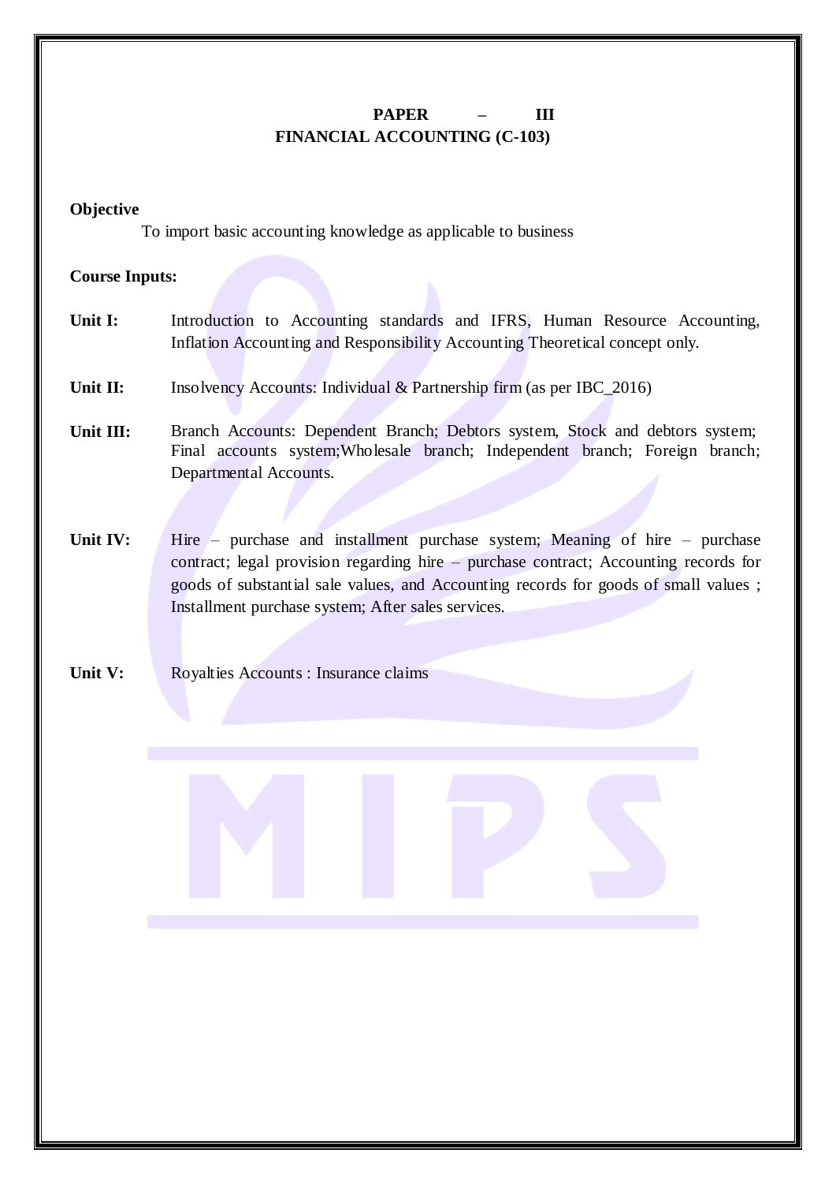# PAPER – III
## FINANCIAL ACCOUNTING (C-103)

**Objective**

To import basic accounting knowledge as applicable to business

**Course Inputs:**

**Unit I:** Introduction to Accounting standards and IFRS, Human Resource Accounting, Inflation Accounting and Responsibility Accounting Theoretical concept only.

**Unit II:** Insolvency Accounts: Individual & Partnership firm (as per IBC_2016)

**Unit III:** Branch Accounts: Dependent Branch; Debtors system, Stock and debtors system; Final accounts system;Wholesale branch; Independent branch; Foreign branch; Departmental Accounts.

**Unit IV:** Hire – purchase and installment purchase system; Meaning of hire – purchase contract; legal provision regarding hire – purchase contract; Accounting records for goods of substantial sale values, and Accounting records for goods of small values ; Installment purchase system; After sales services.

**Unit V:** Royalties Accounts : Insurance claims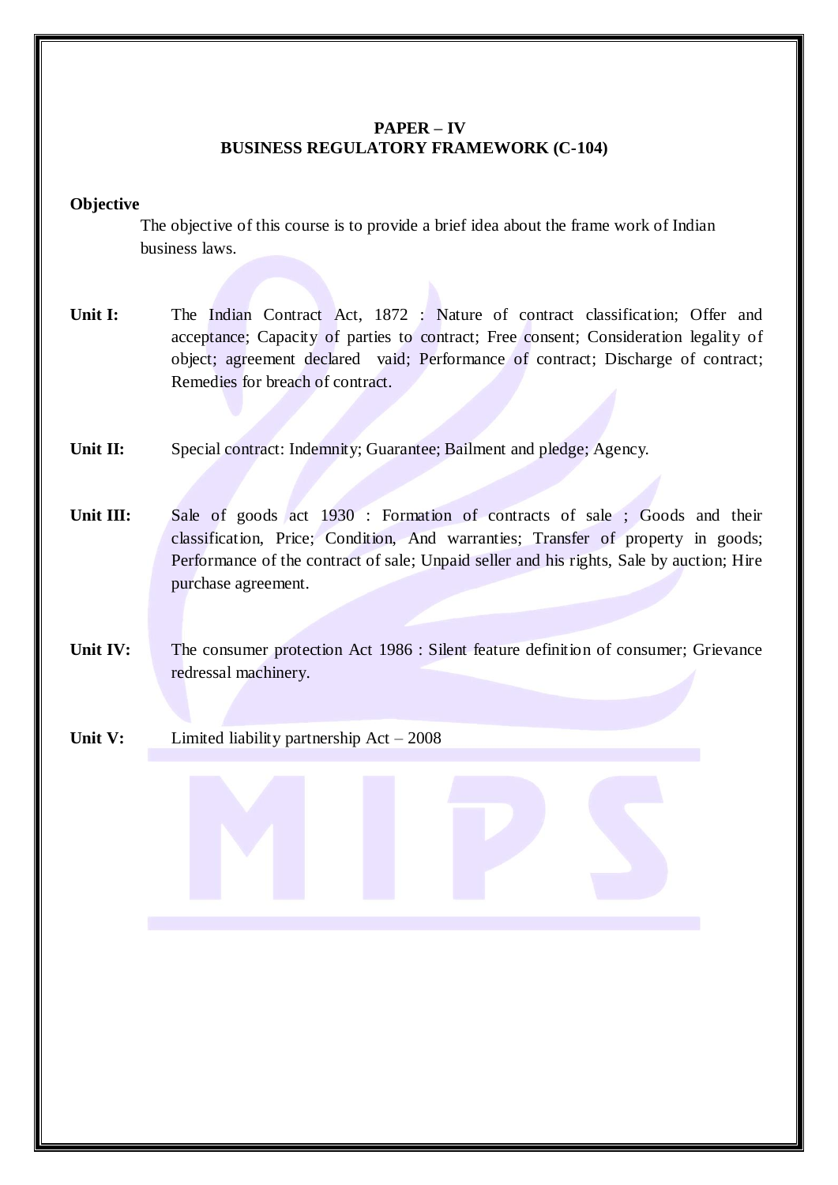**PAPER – IV**
**BUSINESS REGULATORY FRAMEWORK (C-104)**

**Objective**

The objective of this course is to provide a brief idea about the frame work of Indian business laws.

**Unit I:** The Indian Contract Act, 1872 : Nature of contract classification; Offer and acceptance; Capacity of parties to contract; Free consent; Consideration legality of object; agreement declared vaid; Performance of contract; Discharge of contract; Remedies for breach of contract.

**Unit II:** Special contract: Indemnity; Guarantee; Bailment and pledge; Agency.

**Unit III:** Sale of goods act 1930 : Formation of contracts of sale ; Goods and their classification, Price; Condition, And warranties; Transfer of property in goods; Performance of the contract of sale; Unpaid seller and his rights, Sale by auction; Hire purchase agreement.

**Unit IV:** The consumer protection Act 1986 : Silent feature definition of consumer; Grievance redressal machinery.

**Unit V:** Limited liability partnership Act – 2008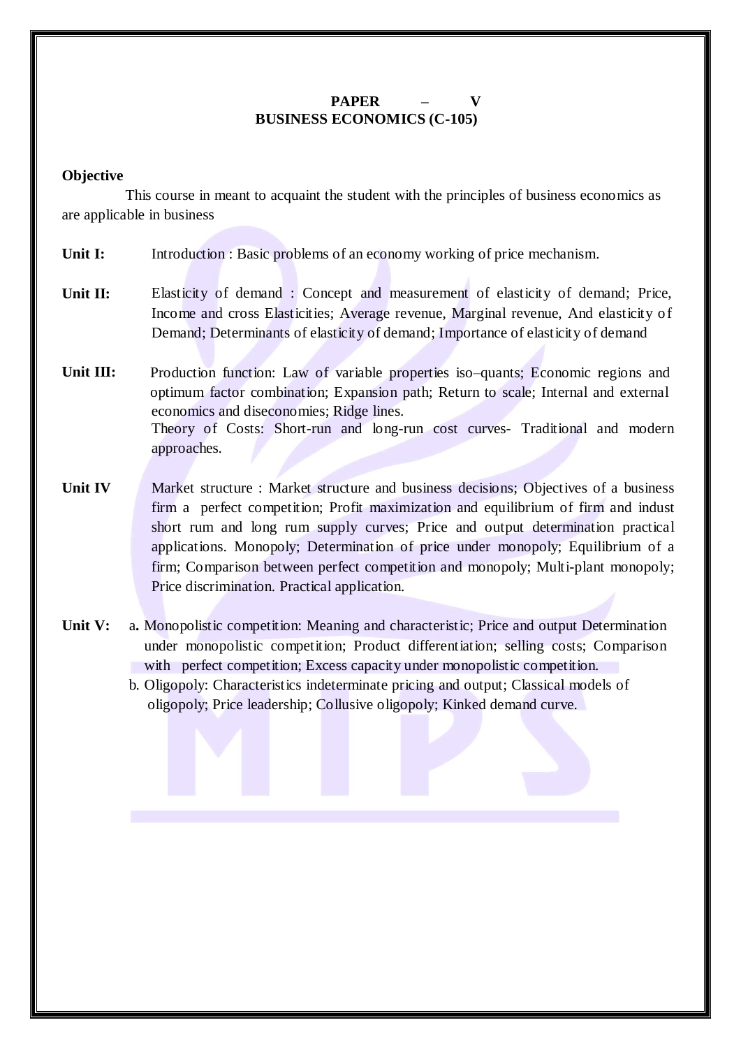# PAPER – V
## BUSINESS ECONOMICS (C-105)

**Objective**

This course in meant to acquaint the student with the principles of business economics as are applicable in business

**Unit I:** Introduction : Basic problems of an economy working of price mechanism.

**Unit II:** Elasticity of demand : Concept and measurement of elasticity of demand; Price, Income and cross Elasticities; Average revenue, Marginal revenue, And elasticity of Demand; Determinants of elasticity of demand; Importance of elasticity of demand

**Unit III:** Production function: Law of variable properties iso–quants; Economic regions and optimum factor combination; Expansion path; Return to scale; Internal and external economics and diseconomies; Ridge lines.
Theory of Costs: Short-run and long-run cost curves- Traditional and modern approaches.

**Unit IV** Market structure : Market structure and business decisions; Objectives of a business firm a perfect competition; Profit maximization and equilibrium of firm and indust short rum and long rum supply curves; Price and output determination practical applications. Monopoly; Determination of price under monopoly; Equilibrium of a firm; Comparison between perfect competition and monopoly; Multi-plant monopoly; Price discrimination. Practical application.

**Unit V:**
a. Monopolistic competition: Meaning and characteristic; Price and output Determination under monopolistic competition; Product differentiation; selling costs; Comparison with perfect competition; Excess capacity under monopolistic competition.
b. Oligopoly: Characteristics indeterminate pricing and output; Classical models of oligopoly; Price leadership; Collusive oligopoly; Kinked demand curve.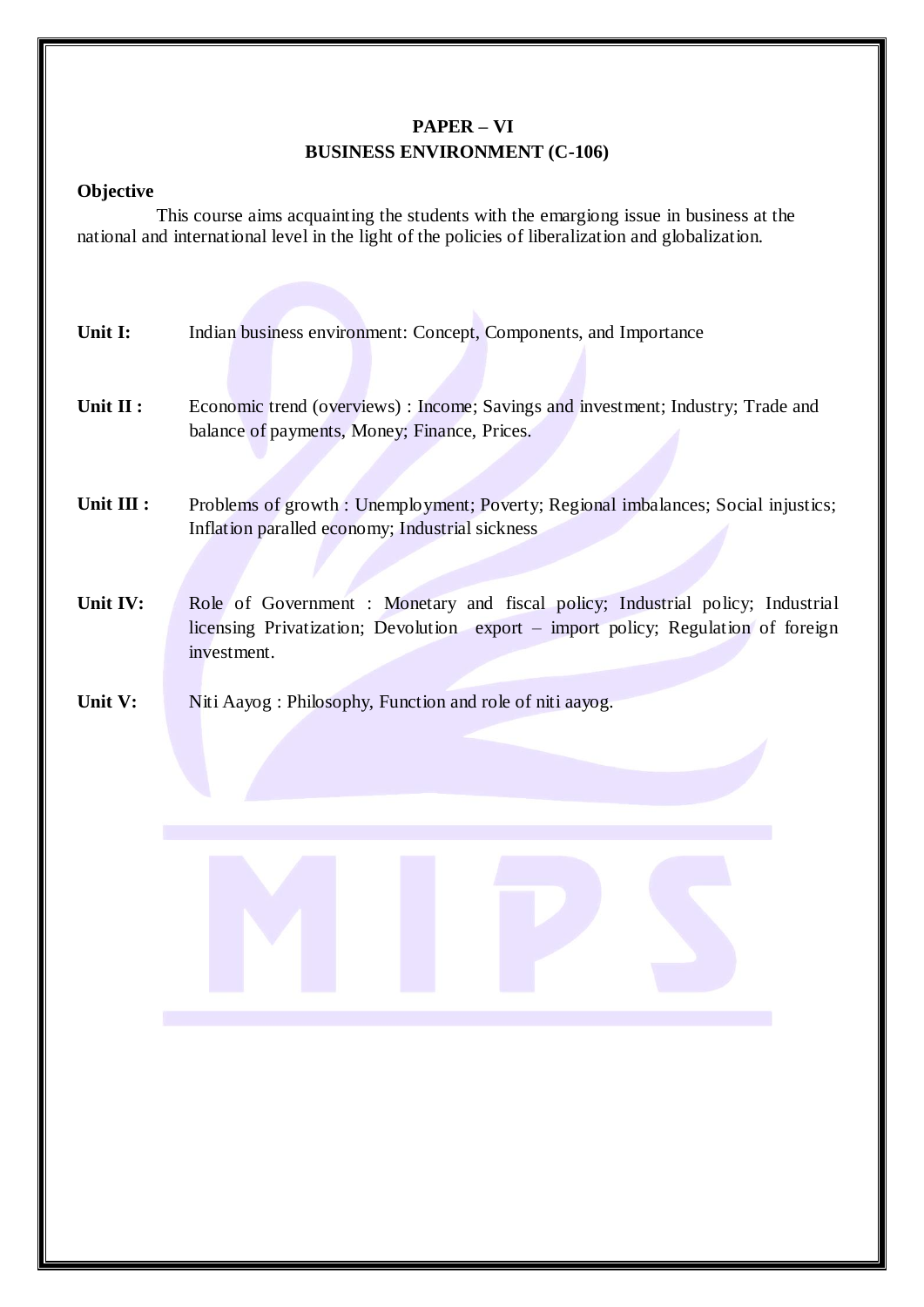# PAPER – VI
## BUSINESS ENVIRONMENT (C-106)

**Objective**

This course aims acquainting the students with the emargiong issue in business at the national and international level in the light of the policies of liberalization and globalization.

**Unit I:** Indian business environment: Concept, Components, and Importance

**Unit II :** Economic trend (overviews) : Income; Savings and investment; Industry; Trade and balance of payments, Money; Finance, Prices.

**Unit III :** Problems of growth : Unemployment; Poverty; Regional imbalances; Social injustics; Inflation paralled economy; Industrial sickness

**Unit IV:** Role of Government : Monetary and fiscal policy; Industrial policy; Industrial licensing Privatization; Devolution export – import policy; Regulation of foreign investment.

**Unit V:** Niti Aayog : Philosophy, Function and role of niti aayog.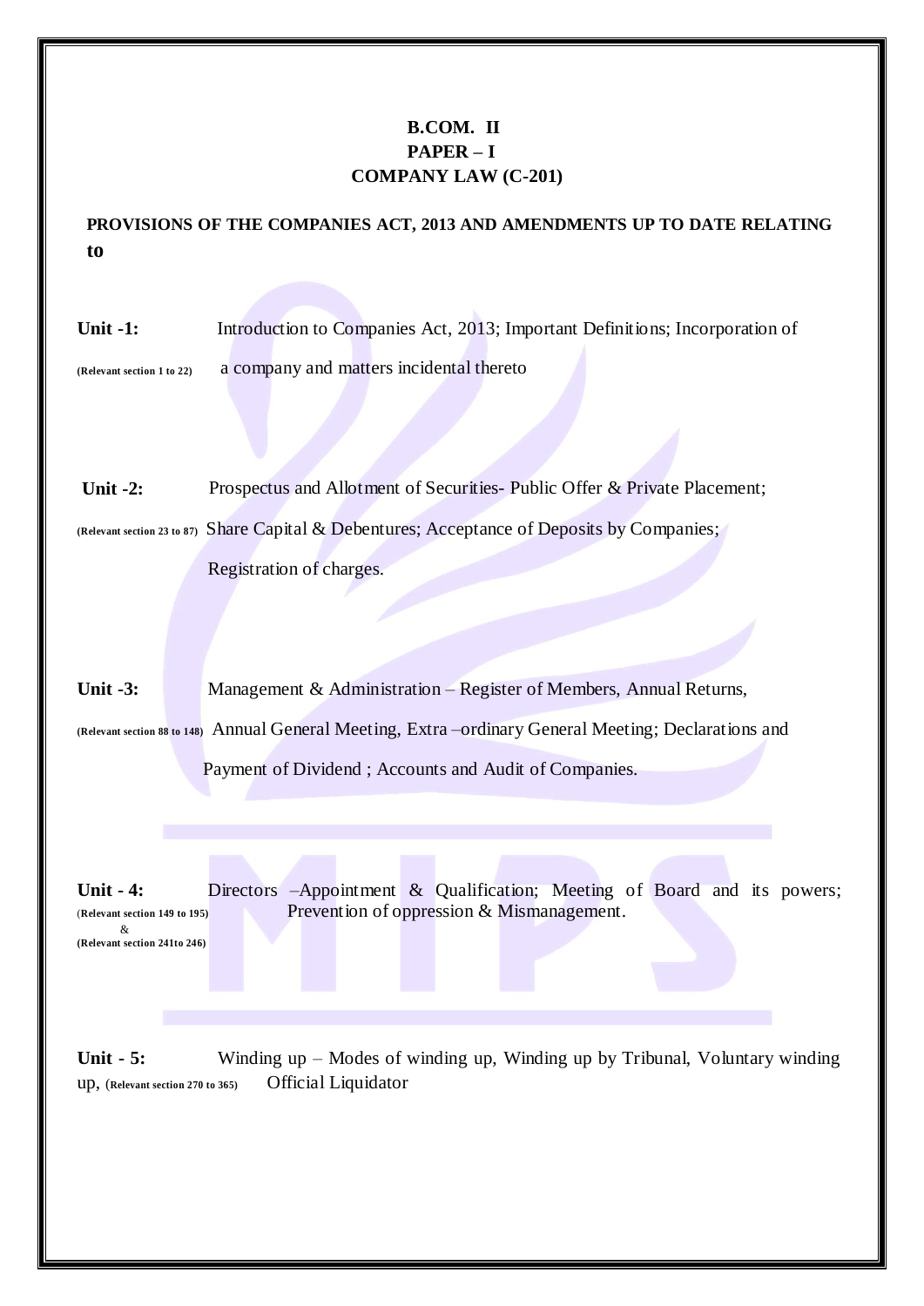# B.COM. II
## PAPER – I
## COMPANY LAW (C-201)

**PROVISIONS OF THE COMPANIES ACT, 2013 AND AMENDMENTS UP TO DATE RELATING to**

**Unit -1:** (Relevant section 1 to 22) Introduction to Companies Act, 2013; Important Definitions; Incorporation of a company and matters incidental thereto

**Unit -2:** (Relevant section 23 to 87) Prospectus and Allotment of Securities- Public Offer & Private Placement; Share Capital & Debentures; Acceptance of Deposits by Companies; Registration of charges.

**Unit -3:** (Relevant section 88 to 148) Management & Administration – Register of Members, Annual Returns, Annual General Meeting, Extra –ordinary General Meeting; Declarations and Payment of Dividend ; Accounts and Audit of Companies.

**Unit - 4:** (Relevant section 149 to 195) & (Relevant section 241to 246) Directors –Appointment & Qualification; Meeting of Board and its powers; Prevention of oppression & Mismanagement.

**Unit - 5:** Winding up – Modes of winding up, Winding up by Tribunal, Voluntary winding up, (Relevant section 270 to 365) Official Liquidator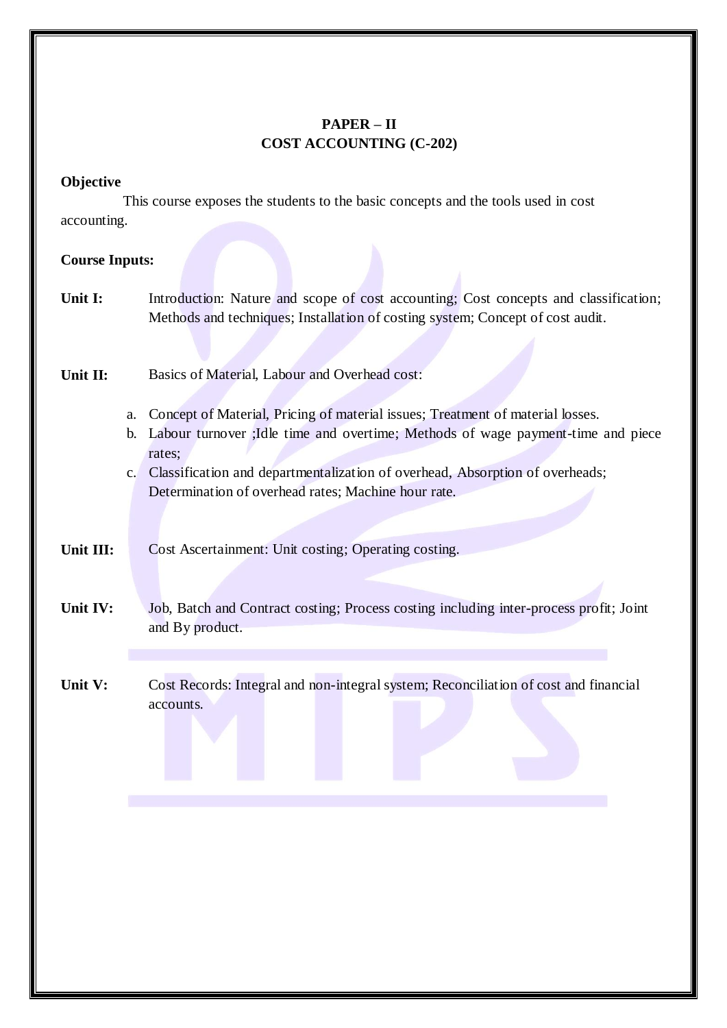## PAPER – II
## COST ACCOUNTING (C-202)

**Objective**

This course exposes the students to the basic concepts and the tools used in cost accounting.

**Course Inputs:**

**Unit I:** Introduction: Nature and scope of cost accounting; Cost concepts and classification; Methods and techniques; Installation of costing system; Concept of cost audit.

**Unit II:** Basics of Material, Labour and Overhead cost:

a. Concept of Material, Pricing of material issues; Treatment of material losses.
b. Labour turnover ;Idle time and overtime; Methods of wage payment-time and piece rates;
c. Classification and departmentalization of overhead, Absorption of overheads; Determination of overhead rates; Machine hour rate.

**Unit III:** Cost Ascertainment: Unit costing; Operating costing.

**Unit IV:** Job, Batch and Contract costing; Process costing including inter-process profit; Joint and By product.

**Unit V:** Cost Records: Integral and non-integral system; Reconciliation of cost and financial accounts.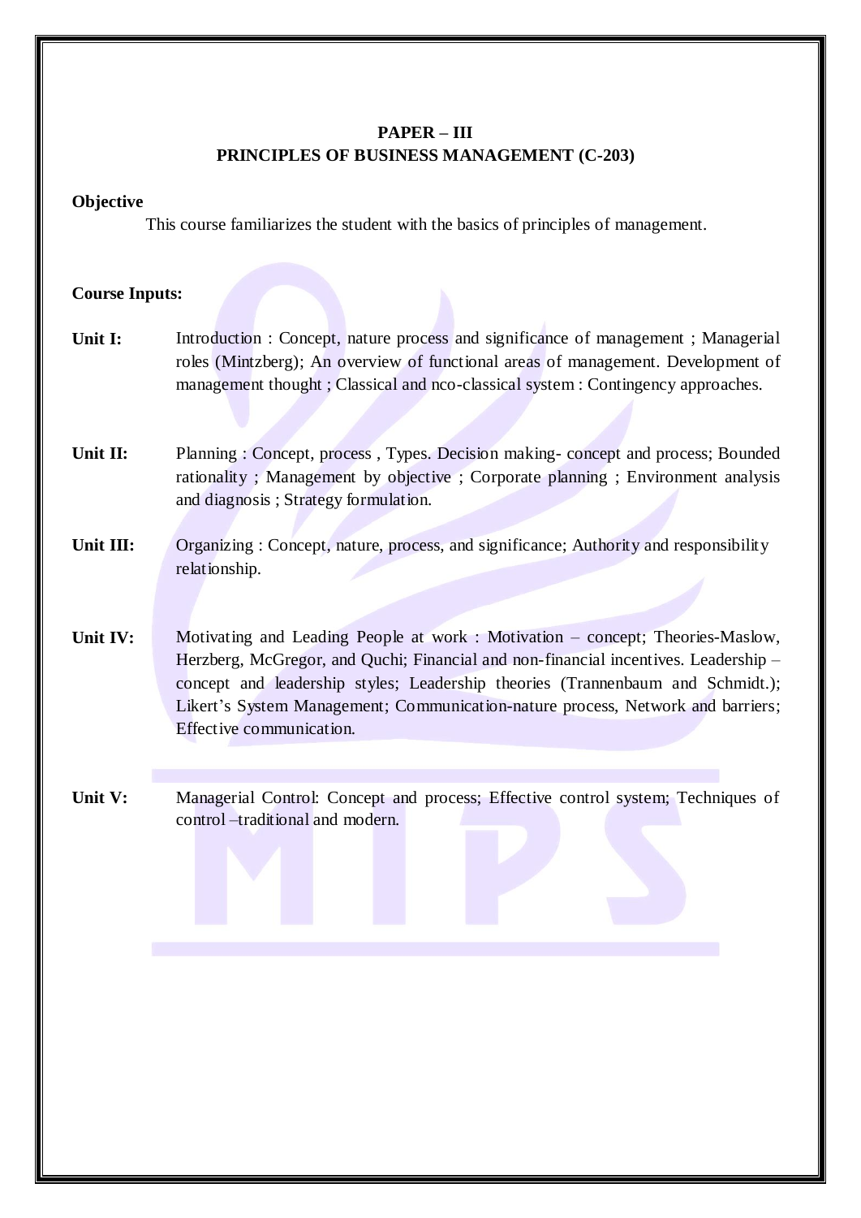## PAPER – III
## PRINCIPLES OF BUSINESS MANAGEMENT (C-203)

**Objective**

This course familiarizes the student with the basics of principles of management.

**Course Inputs:**

**Unit I:** Introduction : Concept, nature process and significance of management ; Managerial roles (Mintzberg); An overview of functional areas of management. Development of management thought ; Classical and nco-classical system : Contingency approaches.

**Unit II:** Planning : Concept, process , Types. Decision making- concept and process; Bounded rationality ; Management by objective ; Corporate planning ; Environment analysis and diagnosis ; Strategy formulation.

**Unit III:** Organizing : Concept, nature, process, and significance; Authority and responsibility relationship.

**Unit IV:** Motivating and Leading People at work : Motivation – concept; Theories-Maslow, Herzberg, McGregor, and Quchi; Financial and non-financial incentives. Leadership – concept and leadership styles; Leadership theories (Trannenbaum and Schmidt.); Likert's System Management; Communication-nature process, Network and barriers; Effective communication.

**Unit V:** Managerial Control: Concept and process; Effective control system; Techniques of control –traditional and modern.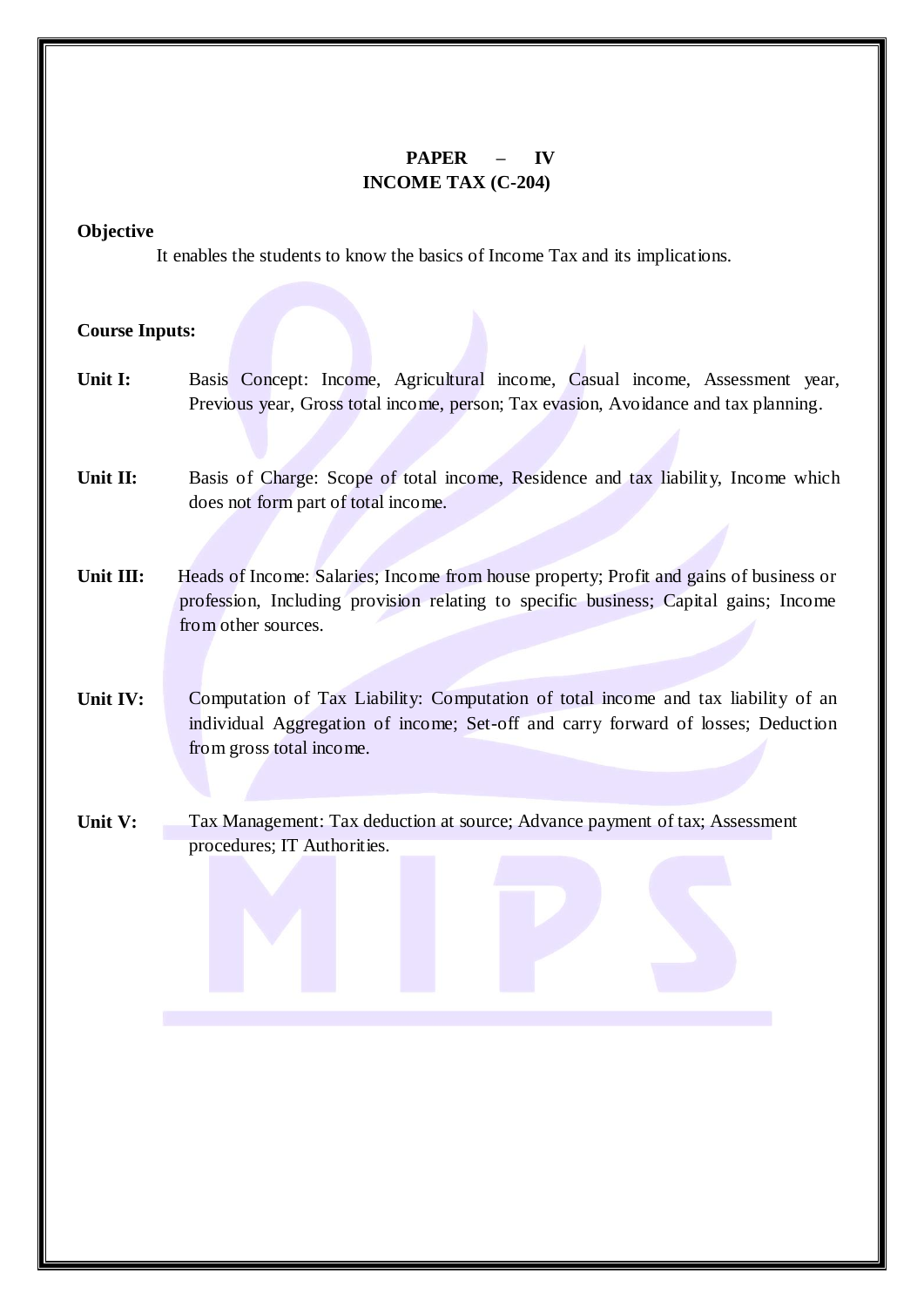# PAPER – IV
## INCOME TAX (C-204)

**Objective**

It enables the students to know the basics of Income Tax and its implications.

**Course Inputs:**

**Unit I:** Basis Concept: Income, Agricultural income, Casual income, Assessment year, Previous year, Gross total income, person; Tax evasion, Avoidance and tax planning.

**Unit II:** Basis of Charge: Scope of total income, Residence and tax liability, Income which does not form part of total income.

**Unit III:** Heads of Income: Salaries; Income from house property; Profit and gains of business or profession, Including provision relating to specific business; Capital gains; Income from other sources.

**Unit IV:** Computation of Tax Liability: Computation of total income and tax liability of an individual Aggregation of income; Set-off and carry forward of losses; Deduction from gross total income.

**Unit V:** Tax Management: Tax deduction at source; Advance payment of tax; Assessment procedures; IT Authorities.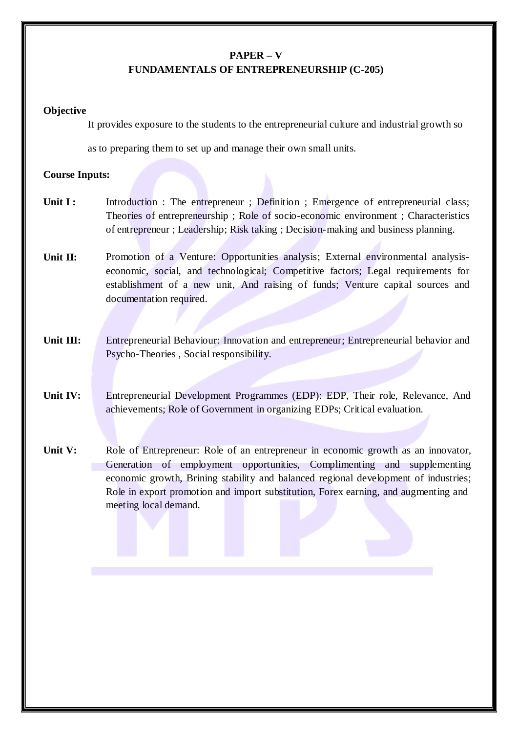## PAPER – V
## FUNDAMENTALS OF ENTREPRENEURSHIP (C-205)

**Objective**

It provides exposure to the students to the entrepreneurial culture and industrial growth so as to preparing them to set up and manage their own small units.

**Course Inputs:**

**Unit I :** Introduction : The entrepreneur ; Definition ; Emergence of entrepreneurial class; Theories of entrepreneurship ; Role of socio-economic environment ; Characteristics of entrepreneur ; Leadership; Risk taking ; Decision-making and business planning.

**Unit II:** Promotion of a Venture: Opportunities analysis; External environmental analysis-economic, social, and technological; Competitive factors; Legal requirements for establishment of a new unit, And raising of funds; Venture capital sources and documentation required.

**Unit III:** Entrepreneurial Behaviour: Innovation and entrepreneur; Entrepreneurial behavior and Psycho-Theories , Social responsibility.

**Unit IV:** Entrepreneurial Development Programmes (EDP): EDP, Their role, Relevance, And achievements; Role of Government in organizing EDPs; Critical evaluation.

**Unit V:** Role of Entrepreneur: Role of an entrepreneur in economic growth as an innovator, Generation of employment opportunities, Complimenting and supplementing economic growth, Brining stability and balanced regional development of industries; Role in export promotion and import substitution, Forex earning, and augmenting and meeting local demand.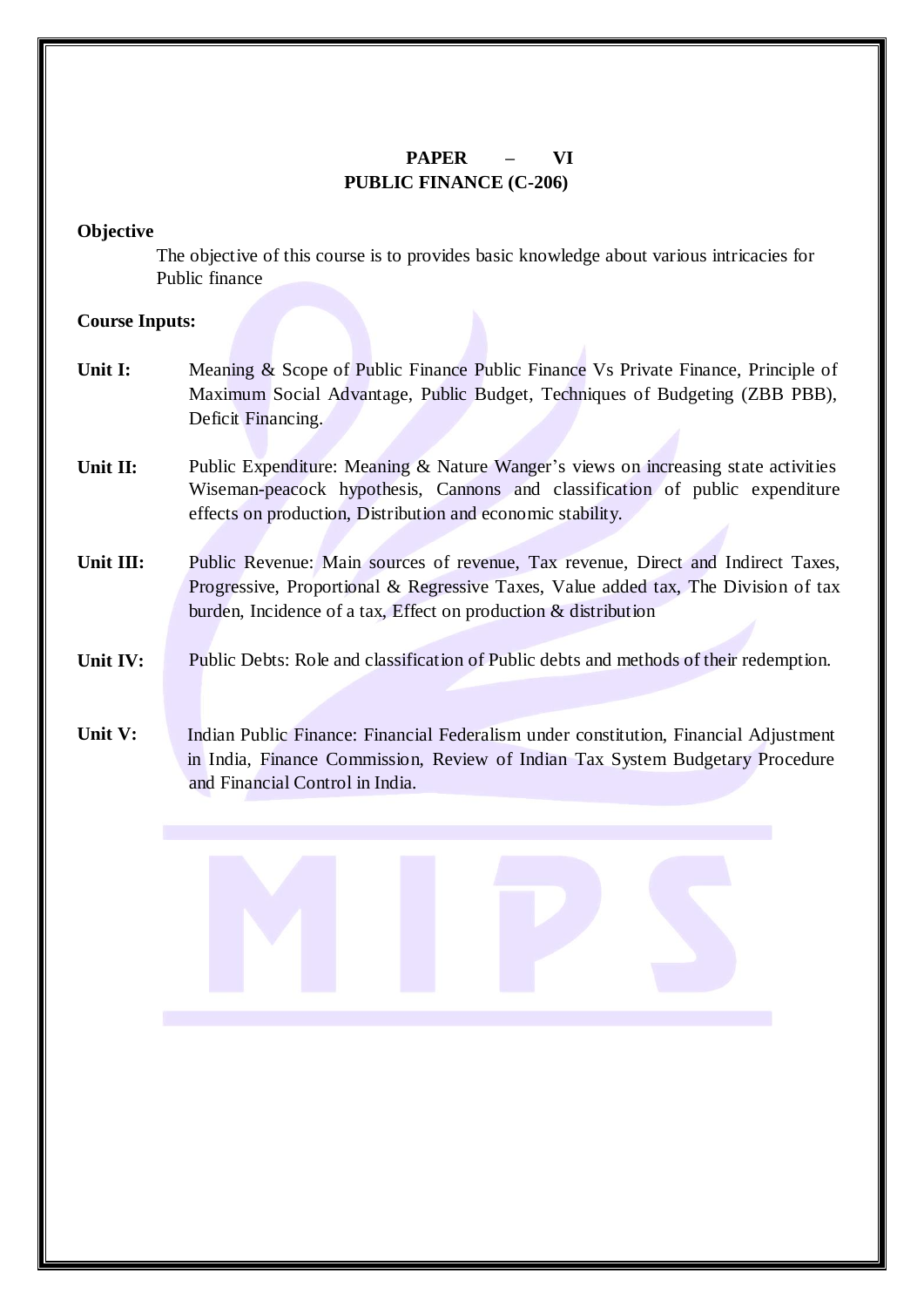# PAPER – VI
## PUBLIC FINANCE (C-206)

**Objective**

The objective of this course is to provides basic knowledge about various intricacies for Public finance

**Course Inputs:**

**Unit I:** Meaning & Scope of Public Finance Public Finance Vs Private Finance, Principle of Maximum Social Advantage, Public Budget, Techniques of Budgeting (ZBB PBB), Deficit Financing.

**Unit II:** Public Expenditure: Meaning & Nature Wanger's views on increasing state activities Wiseman-peacock hypothesis, Cannons and classification of public expenditure effects on production, Distribution and economic stability.

**Unit III:** Public Revenue: Main sources of revenue, Tax revenue, Direct and Indirect Taxes, Progressive, Proportional & Regressive Taxes, Value added tax, The Division of tax burden, Incidence of a tax, Effect on production & distribution

**Unit IV:** Public Debts: Role and classification of Public debts and methods of their redemption.

**Unit V:** Indian Public Finance: Financial Federalism under constitution, Financial Adjustment in India, Finance Commission, Review of Indian Tax System Budgetary Procedure and Financial Control in India.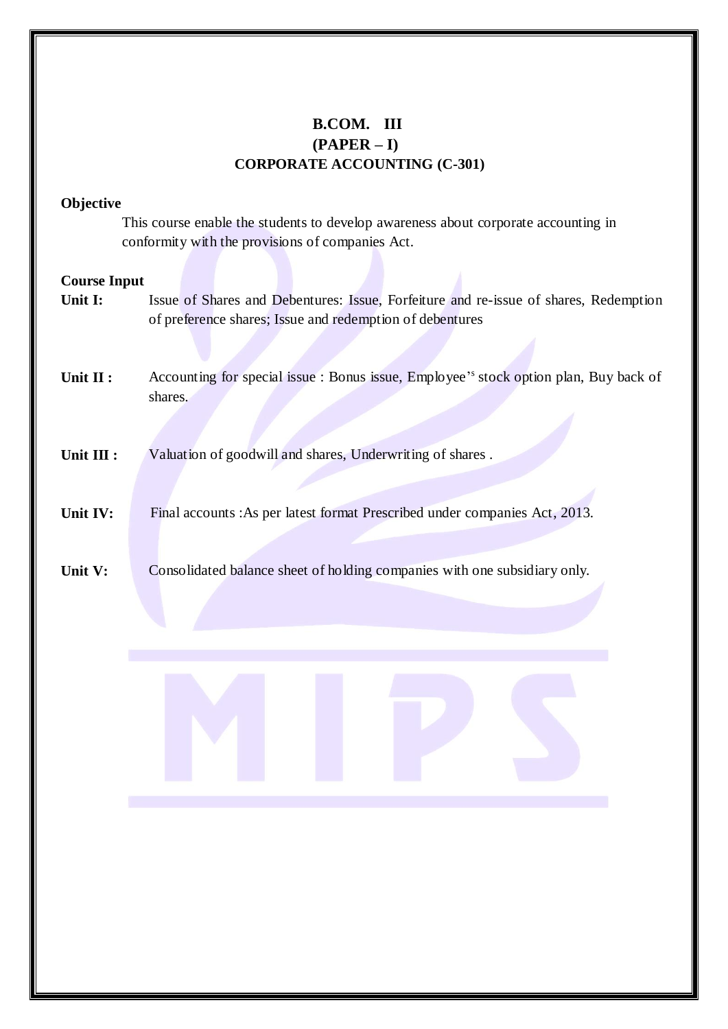# B.COM. III
## (PAPER – I)
## CORPORATE ACCOUNTING (C-301)

**Objective**

This course enable the students to develop awareness about corporate accounting in conformity with the provisions of companies Act.

**Course Input**

**Unit I:** Issue of Shares and Debentures: Issue, Forfeiture and re-issue of shares, Redemption of preference shares; Issue and redemption of debentures

**Unit II :** Accounting for special issue : Bonus issue, Employee's stock option plan, Buy back of shares.

**Unit III :** Valuation of goodwill and shares, Underwriting of shares .

**Unit IV:** Final accounts :As per latest format Prescribed under companies Act, 2013.

**Unit V:** Consolidated balance sheet of holding companies with one subsidiary only.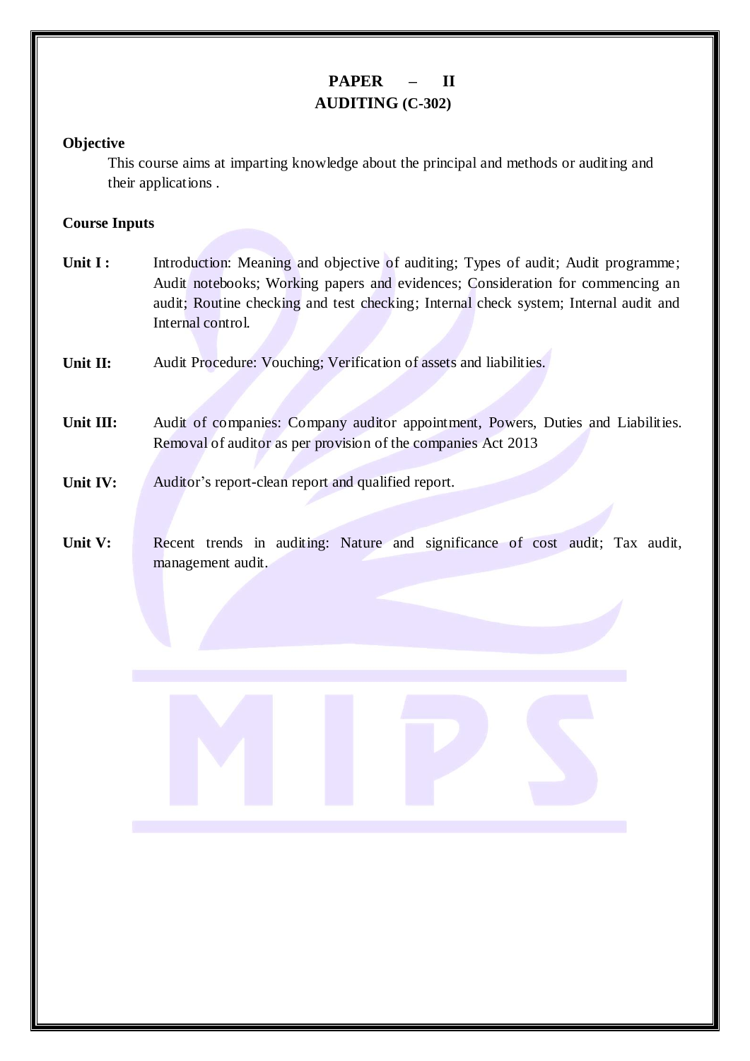# PAPER – II
## AUDITING (C-302)

**Objective**

This course aims at imparting knowledge about the principal and methods or auditing and their applications .

**Course Inputs**

**Unit I :** Introduction: Meaning and objective of auditing; Types of audit; Audit programme; Audit notebooks; Working papers and evidences; Consideration for commencing an audit; Routine checking and test checking; Internal check system; Internal audit and Internal control.

**Unit II:** Audit Procedure: Vouching; Verification of assets and liabilities.

**Unit III:** Audit of companies: Company auditor appointment, Powers, Duties and Liabilities. Removal of auditor as per provision of the companies Act 2013

**Unit IV:** Auditor's report-clean report and qualified report.

**Unit V:** Recent trends in auditing: Nature and significance of cost audit; Tax audit, management audit.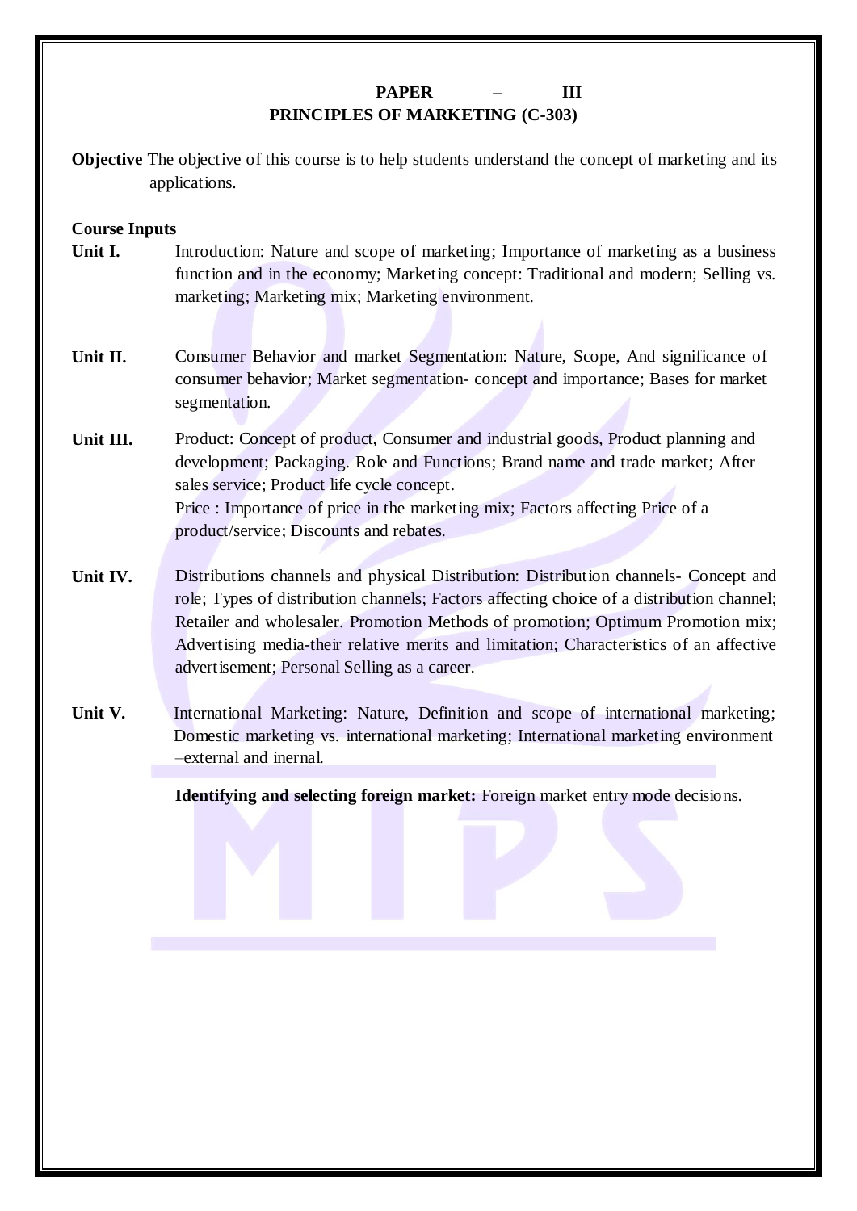## PAPER – III
## PRINCIPLES OF MARKETING (C-303)

**Objective** The objective of this course is to help students understand the concept of marketing and its applications.

**Course Inputs**

**Unit I.** Introduction: Nature and scope of marketing; Importance of marketing as a business function and in the economy; Marketing concept: Traditional and modern; Selling vs. marketing; Marketing mix; Marketing environment.

**Unit II.** Consumer Behavior and market Segmentation: Nature, Scope, And significance of consumer behavior; Market segmentation- concept and importance; Bases for market segmentation.

**Unit III.** Product: Concept of product, Consumer and industrial goods, Product planning and development; Packaging. Role and Functions; Brand name and trade market; After sales service; Product life cycle concept.
Price : Importance of price in the marketing mix; Factors affecting Price of a product/service; Discounts and rebates.

**Unit IV.** Distributions channels and physical Distribution: Distribution channels- Concept and role; Types of distribution channels; Factors affecting choice of a distribution channel; Retailer and wholesaler. Promotion Methods of promotion; Optimum Promotion mix; Advertising media-their relative merits and limitation; Characteristics of an affective advertisement; Personal Selling as a career.

**Unit V.** International Marketing: Nature, Definition and scope of international marketing; Domestic marketing vs. international marketing; International marketing environment –external and inernal.

**Identifying and selecting foreign market:** Foreign market entry mode decisions.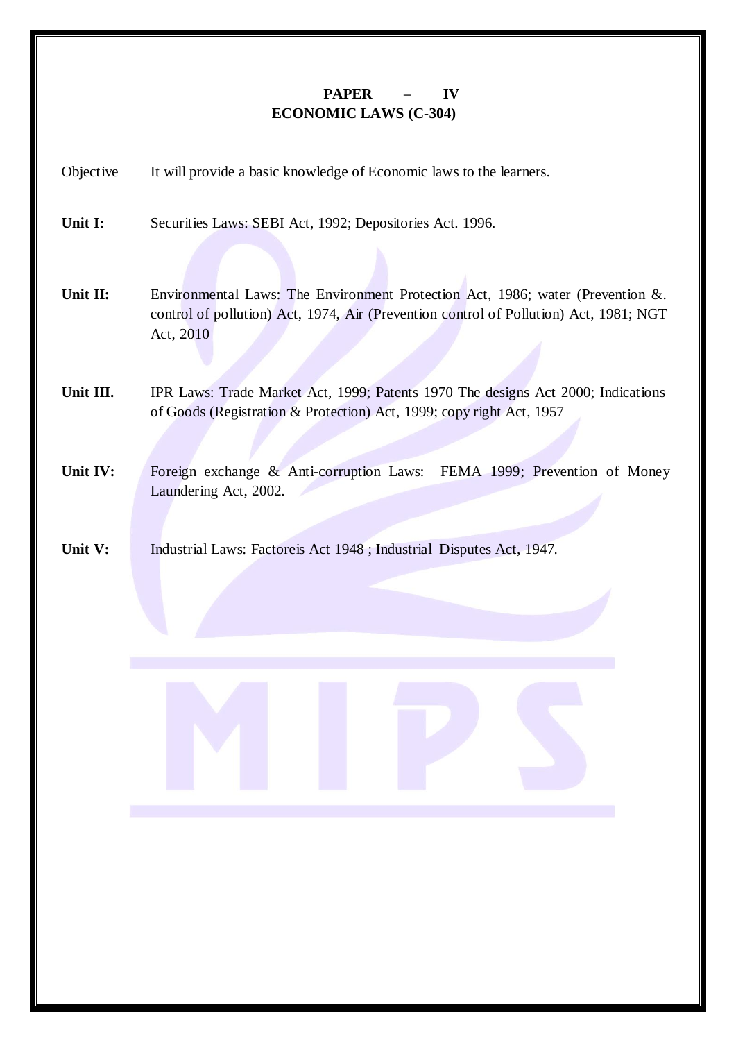## PAPER – IV
## ECONOMIC LAWS (C-304)

**Objective** It will provide a basic knowledge of Economic laws to the learners.

**Unit I:** Securities Laws: SEBI Act, 1992; Depositories Act. 1996.

**Unit II:** Environmental Laws: The Environment Protection Act, 1986; water (Prevention &. control of pollution) Act, 1974, Air (Prevention control of Pollution) Act, 1981; NGT Act, 2010

**Unit III.** IPR Laws: Trade Market Act, 1999; Patents 1970 The designs Act 2000; Indications of Goods (Registration & Protection) Act, 1999; copy right Act, 1957

**Unit IV:** Foreign exchange & Anti-corruption Laws: FEMA 1999; Prevention of Money Laundering Act, 2002.

**Unit V:** Industrial Laws: Factoreis Act 1948 ; Industrial Disputes Act, 1947.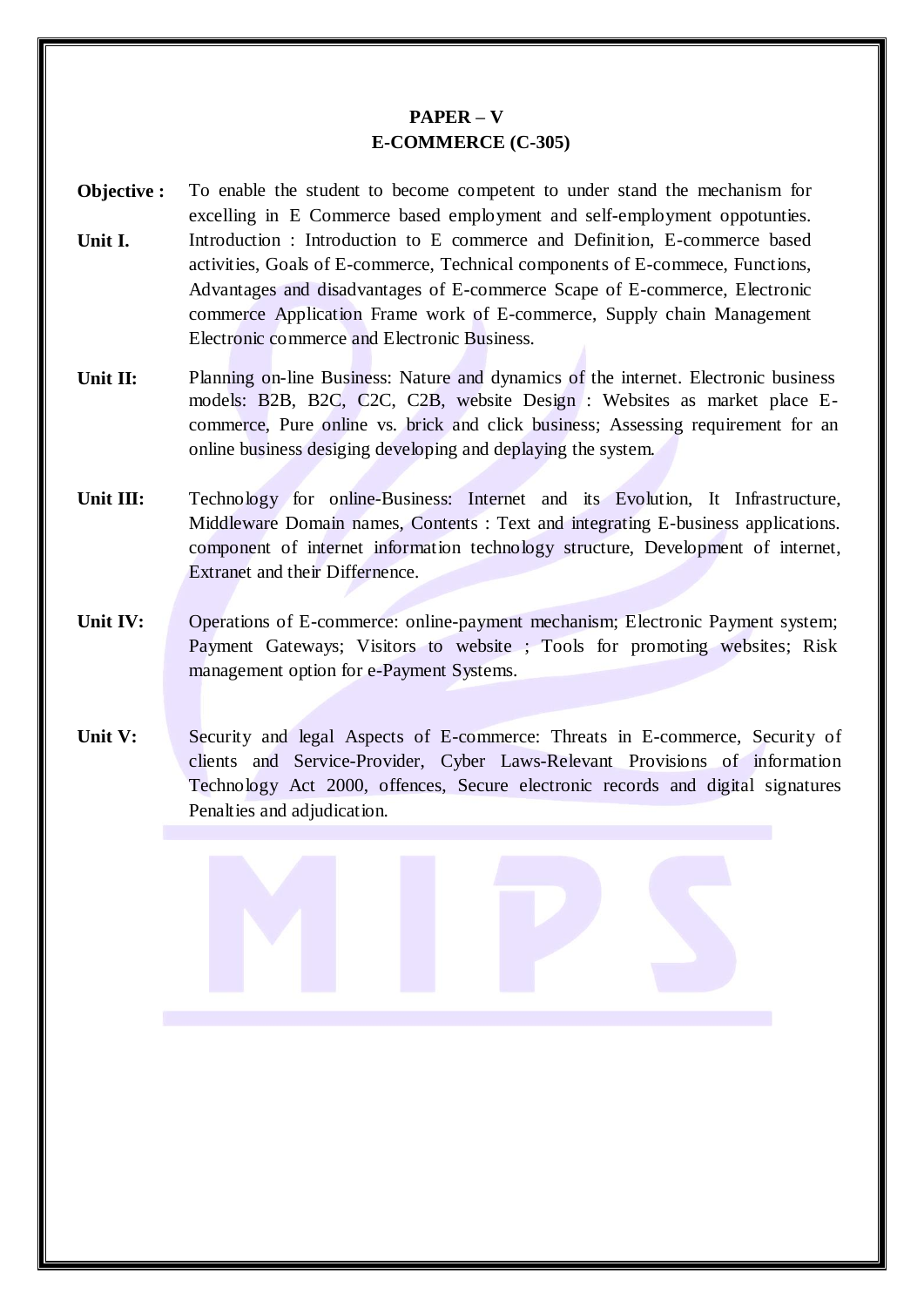## PAPER – V
## E-COMMERCE (C-305)

**Objective :** To enable the student to become competent to under stand the mechanism for excelling in E Commerce based employment and self-employment oppotunties.

**Unit I.** Introduction : Introduction to E commerce and Definition, E-commerce based activities, Goals of E-commerce, Technical components of E-commece, Functions, Advantages and disadvantages of E-commerce Scape of E-commerce, Electronic commerce Application Frame work of E-commerce, Supply chain Management Electronic commerce and Electronic Business.

**Unit II:** Planning on-line Business: Nature and dynamics of the internet. Electronic business models: B2B, B2C, C2C, C2B, website Design : Websites as market place E-commerce, Pure online vs. brick and click business; Assessing requirement for an online business desiging developing and deplaying the system.

**Unit III:** Technology for online-Business: Internet and its Evolution, It Infrastructure, Middleware Domain names, Contents : Text and integrating E-business applications. component of internet information technology structure, Development of internet, Extranet and their Differnence.

**Unit IV:** Operations of E-commerce: online-payment mechanism; Electronic Payment system; Payment Gateways; Visitors to website ; Tools for promoting websites; Risk management option for e-Payment Systems.

**Unit V:** Security and legal Aspects of E-commerce: Threats in E-commerce, Security of clients and Service-Provider, Cyber Laws-Relevant Provisions of information Technology Act 2000, offences, Secure electronic records and digital signatures Penalties and adjudication.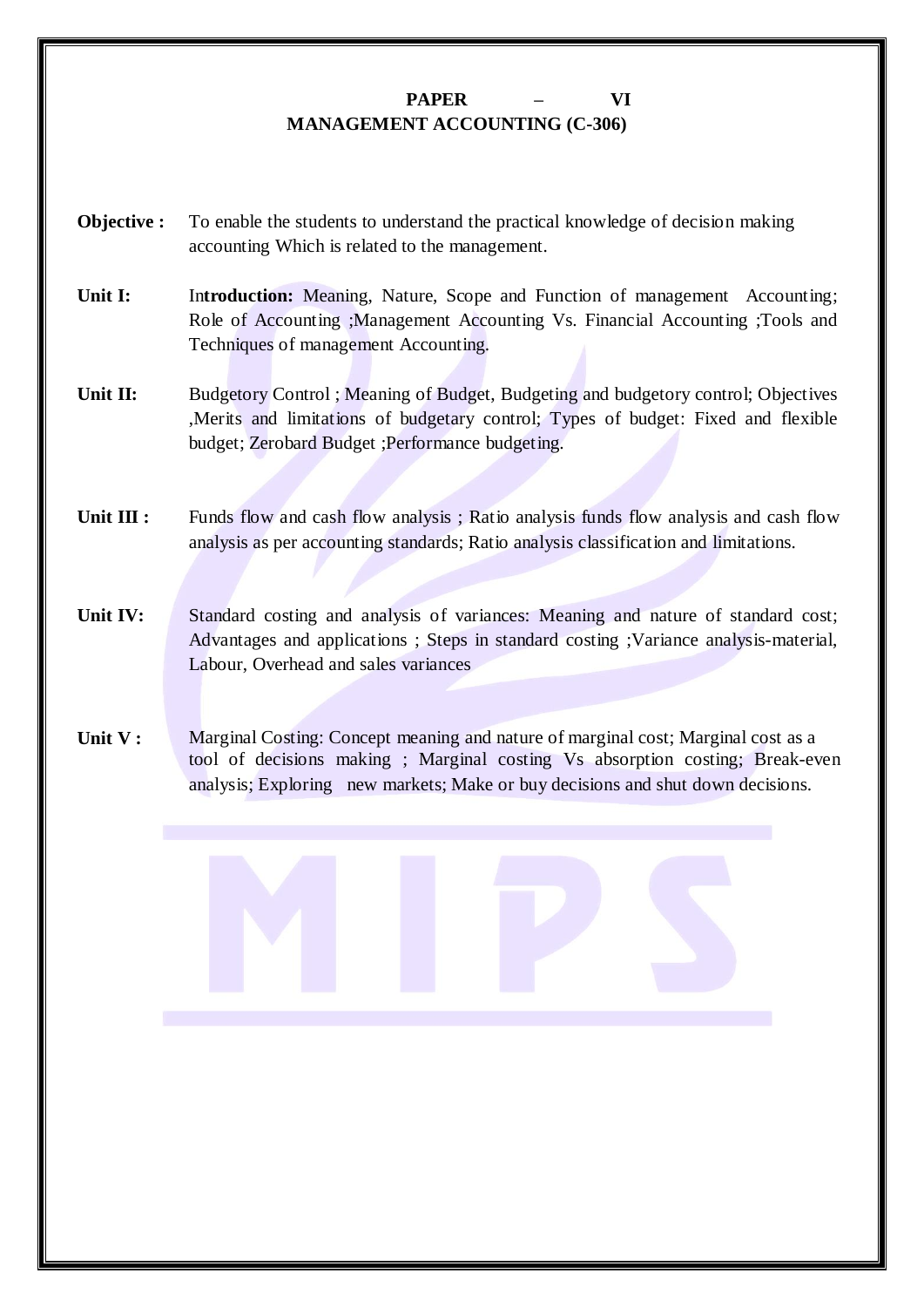**PAPER – VI**
**MANAGEMENT ACCOUNTING (C-306)**

**Objective :** To enable the students to understand the practical knowledge of decision making accounting Which is related to the management.

**Unit I:** In**troduction:** Meaning, Nature, Scope and Function of management Accounting; Role of Accounting ;Management Accounting Vs. Financial Accounting ;Tools and Techniques of management Accounting.

**Unit II:** Budgetory Control ; Meaning of Budget, Budgeting and budgetory control; Objectives ,Merits and limitations of budgetary control; Types of budget: Fixed and flexible budget; Zerobard Budget ;Performance budgeting.

**Unit III :** Funds flow and cash flow analysis ; Ratio analysis funds flow analysis and cash flow analysis as per accounting standards; Ratio analysis classification and limitations.

**Unit IV:** Standard costing and analysis of variances: Meaning and nature of standard cost; Advantages and applications ; Steps in standard costing ;Variance analysis-material, Labour, Overhead and sales variances

**Unit V :** Marginal Costing: Concept meaning and nature of marginal cost; Marginal cost as a tool of decisions making ; Marginal costing Vs absorption costing; Break-even analysis; Exploring new markets; Make or buy decisions and shut down decisions.